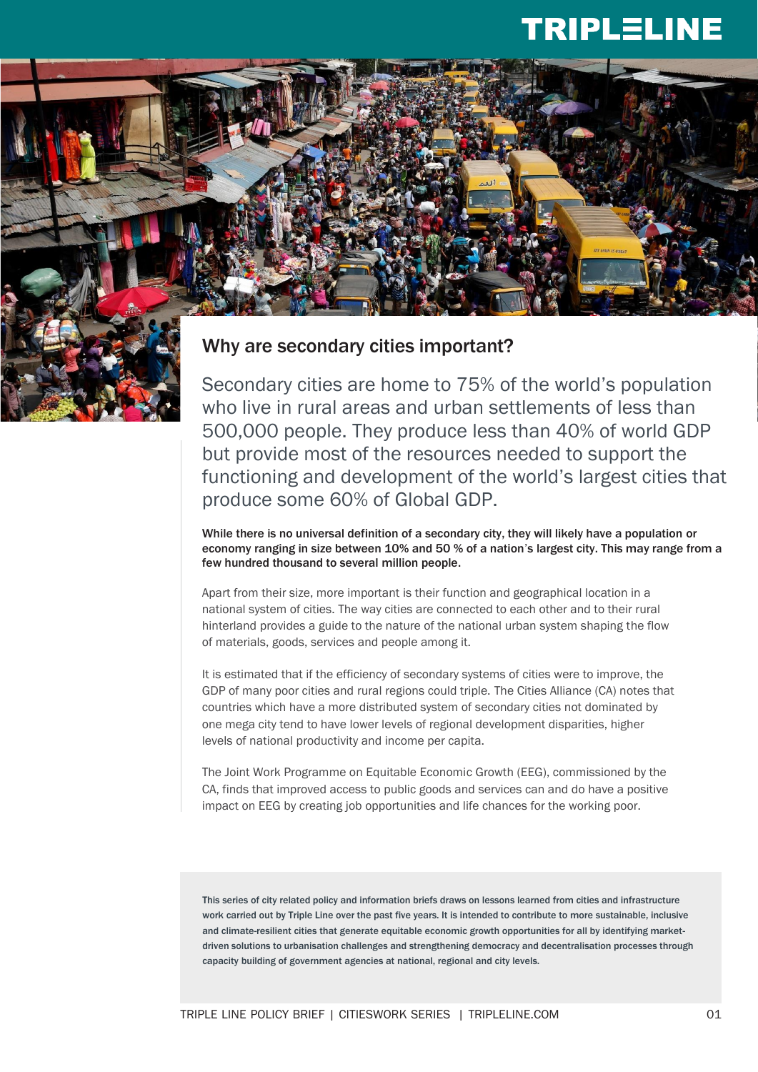TRIPLELINE

## Why are secondary cities important?

Secondary cities are home to 75% of the world's population who live in rural areas and urban settlements of less than 500,000 people. They produce less than 40% of world GDP but provide most of the resources needed to support the functioning and development of the world's largest cities that produce some 60% of Global GDP.

**While there is no universal definition of a secondary city, they will likely have a population or economy ranging in size between 10% and 50 % of a nation's largest city. This may range from a few hundred thousand to several million people.**

Apart from their size, more important is their function and geographical location in a national system of cities. The way cities are connected to each other and to their rural hinterland provides a guide to the nature of the national urban system shaping the flow of materials, goods, services and people among it.

It is estimated that if the efficiency of secondary systems of cities were to improve, the GDP of many poor cities and rural regions could triple. The Cities Alliance (CA) notes that countries which have a more distributed system of secondary cities not dominated by one mega city tend to have lower levels of regional development disparities, higher levels of national productivity and income per capita.

The Joint Work Programme on Equitable Economic Growth (EEG), commissioned by the CA, finds that improved access to public goods and services can and do have a positive impact on EEG by creating job opportunities and life chances for the working poor.

This series of city related policy and information briefs draws on lessons learned from cities and infrastructure work carried out by Triple Line over the past five years. It is intended to contribute to more sustainable, inclusive and climate-resilient cities that generate equitable economic growth opportunities for all by identifying market-driven solutions to urbanisation challenges and strengthening democracy and decentralisation processes through capacity building of government agencies at national, regional and city levels.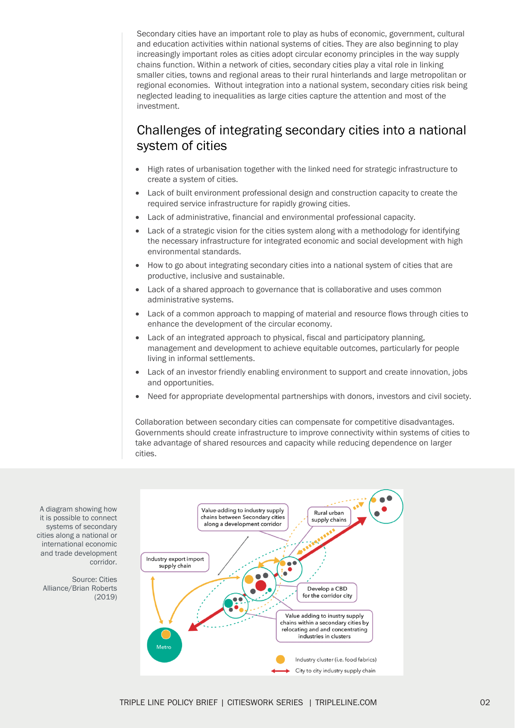Secondary cities have an important role to play as hubs of economic, government, cultural and education activities within national systems of cities. They are also beginning to play increasingly important roles as cities adopt circular economy principles in the way supply chains function. Within a network of cities, secondary cities play a vital role in linking smaller cities, towns and regional areas to their rural hinterlands and large metropolitan or regional economies. Without integration into a national system, secondary cities risk being neglected leading to inequalities as large cities capture the attention and most of the investment.

## Challenges of integrating secondary cities into a national system of cities

- High rates of urbanisation together with the linked need for strategic infrastructure to create a system of cities.
- Lack of built environment professional design and construction capacity to create the required service infrastructure for rapidly growing cities.
- Lack of administrative, financial and environmental professional capacity.
- Lack of a strategic vision for the cities system along with a methodology for identifying the necessary infrastructure for integrated economic and social development with high environmental standards.
- How to go about integrating secondary cities into a national system of cities that are productive, inclusive and sustainable.
- Lack of a shared approach to governance that is collaborative and uses common administrative systems.
- Lack of a common approach to mapping of material and resource flows through cities to enhance the development of the circular economy.
- Lack of an integrated approach to physical, fiscal and participatory planning, management and development to achieve equitable outcomes, particularly for people living in informal settlements.
- Lack of an investor friendly enabling environment to support and create innovation, jobs and opportunities.
- Need for appropriate developmental partnerships with donors, investors and civil society.

Collaboration between secondary cities can compensate for competitive disadvantages. Governments should create infrastructure to improve connectivity within systems of cities to take advantage of shared resources and capacity while reducing dependence on larger cities.

A diagram showing how it is possible to connect systems of secondary cities along a national or international economic and trade development corridor.

Source: Cities Alliance/Brian Roberts (2019)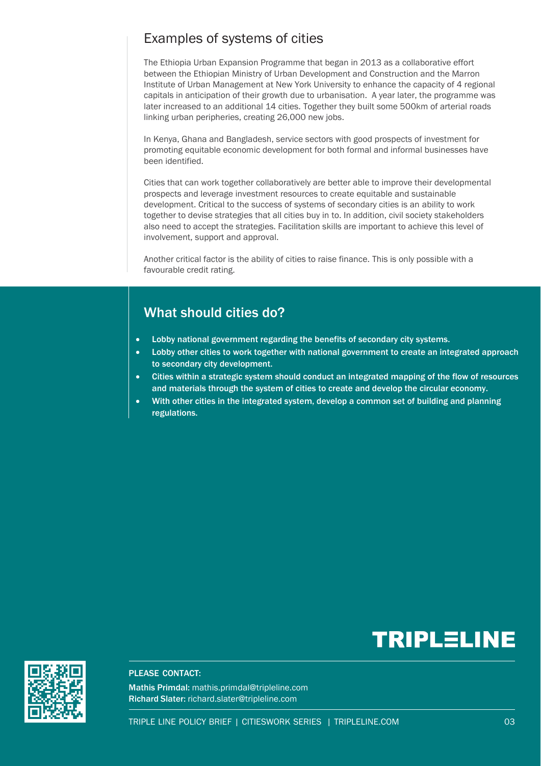## Examples of systems of cities

The Ethiopia Urban Expansion Programme that began in 2013 as a collaborative effort between the Ethiopian Ministry of Urban Development and Construction and the Marron Institute of Urban Management at New York University to enhance the capacity of 4 regional capitals in anticipation of their growth due to urbanisation. A year later, the programme was later increased to an additional 14 cities. Together they built some 500km of arterial roads linking urban peripheries, creating 26,000 new jobs.

In Kenya, Ghana and Bangladesh, service sectors with good prospects of investment for promoting equitable economic development for both formal and informal businesses have been identified.

Cities that can work together collaboratively are better able to improve their developmental prospects and leverage investment resources to create equitable and sustainable development. Critical to the success of systems of secondary cities is an ability to work together to devise strategies that all cities buy in to. In addition, civil society stakeholders also need to accept the strategies. Facilitation skills are important to achieve this level of involvement, support and approval.

Another critical factor is the ability of cities to raise finance. This is only possible with a favourable credit rating.

## What should cities do?

- **Lobby national government regarding the benefits of secondary city systems.**
- **Lobby other cities to work together with national government to create an integrated approach to secondary city development.**
- **Cities within a strategic system should conduct an integrated mapping of the flow of resources and materials through the system of cities to create and develop the circular economy.**
- **With other cities in the integrated system, develop a common set of building and planning regulations.**

TRIPLELINE

PLEASE CONTACT:

**Mathis Primdal:** mathis.primdal@tripleline.com
**Richard Slater:** richard.slater@tripleline.com